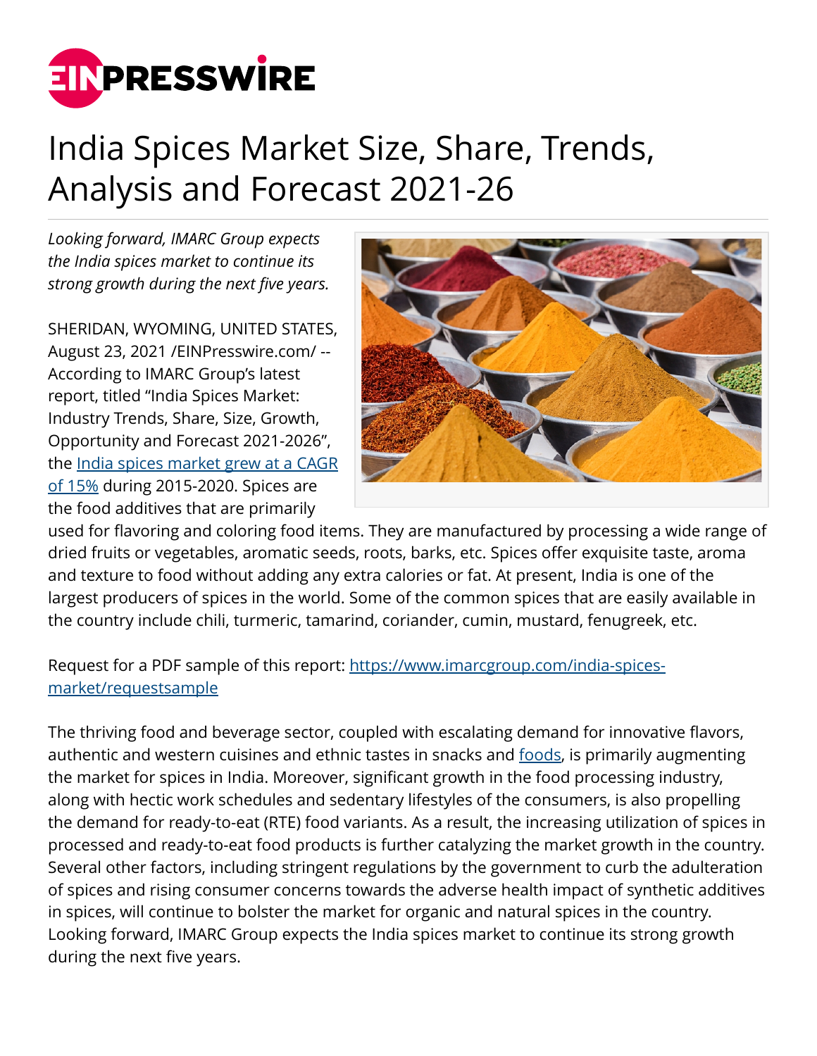# India Spices Market Size, Share, Trends, Analysis and Forecast 2021-26

*Looking forward, IMARC Group expects the India spices market to continue its strong growth during the next five years.*

SHERIDAN, WYOMING, UNITED STATES, August 23, 2021 /EINPresswire.com/ -- According to IMARC Group's latest report, titled "India Spices Market: Industry Trends, Share, Size, Growth, Opportunity and Forecast 2021-2026", the India spices market grew at a CAGR of 15% during 2015-2020. Spices are the food additives that are primarily used for flavoring and coloring food items. They are manufactured by processing a wide range of dried fruits or vegetables, aromatic seeds, roots, barks, etc. Spices offer exquisite taste, aroma and texture to food without adding any extra calories or fat. At present, India is one of the largest producers of spices in the world. Some of the common spices that are easily available in the country include chili, turmeric, tamarind, coriander, cumin, mustard, fenugreek, etc.

Request for a PDF sample of this report: https://www.imarcgroup.com/india-spices-market/requestsample

The thriving food and beverage sector, coupled with escalating demand for innovative flavors, authentic and western cuisines and ethnic tastes in snacks and foods, is primarily augmenting the market for spices in India. Moreover, significant growth in the food processing industry, along with hectic work schedules and sedentary lifestyles of the consumers, is also propelling the demand for ready-to-eat (RTE) food variants. As a result, the increasing utilization of spices in processed and ready-to-eat food products is further catalyzing the market growth in the country. Several other factors, including stringent regulations by the government to curb the adulteration of spices and rising consumer concerns towards the adverse health impact of synthetic additives in spices, will continue to bolster the market for organic and natural spices in the country. Looking forward, IMARC Group expects the India spices market to continue its strong growth during the next five years.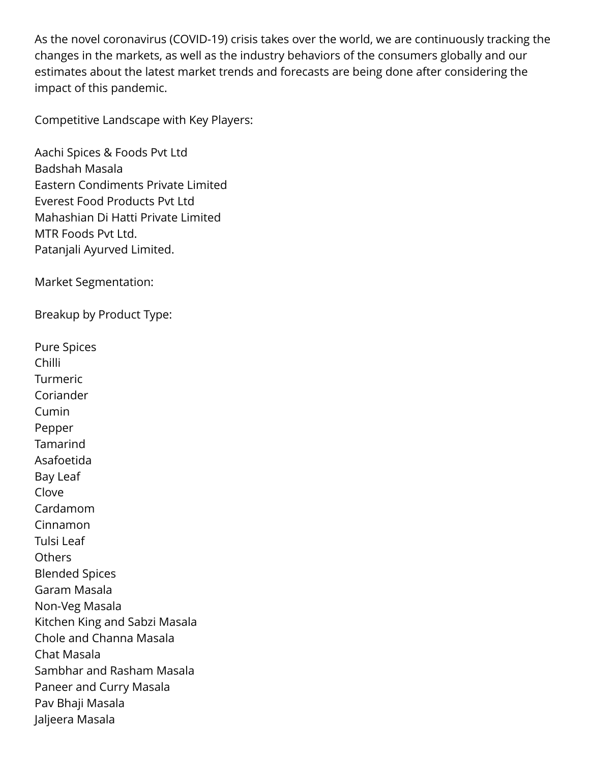As the novel coronavirus (COVID-19) crisis takes over the world, we are continuously tracking the changes in the markets, as well as the industry behaviors of the consumers globally and our estimates about the latest market trends and forecasts are being done after considering the impact of this pandemic.

Competitive Landscape with Key Players:

Aachi Spices & Foods Pvt Ltd
Badshah Masala
Eastern Condiments Private Limited
Everest Food Products Pvt Ltd
Mahashian Di Hatti Private Limited
MTR Foods Pvt Ltd.
Patanjali Ayurved Limited.

Market Segmentation:

Breakup by Product Type:

Pure Spices
Chilli
Turmeric
Coriander
Cumin
Pepper
Tamarind
Asafoetida
Bay Leaf
Clove
Cardamom
Cinnamon
Tulsi Leaf
Others
Blended Spices
Garam Masala
Non-Veg Masala
Kitchen King and Sabzi Masala
Chole and Channa Masala
Chat Masala
Sambhar and Rasham Masala
Paneer and Curry Masala
Pav Bhaji Masala
Jaljeera Masala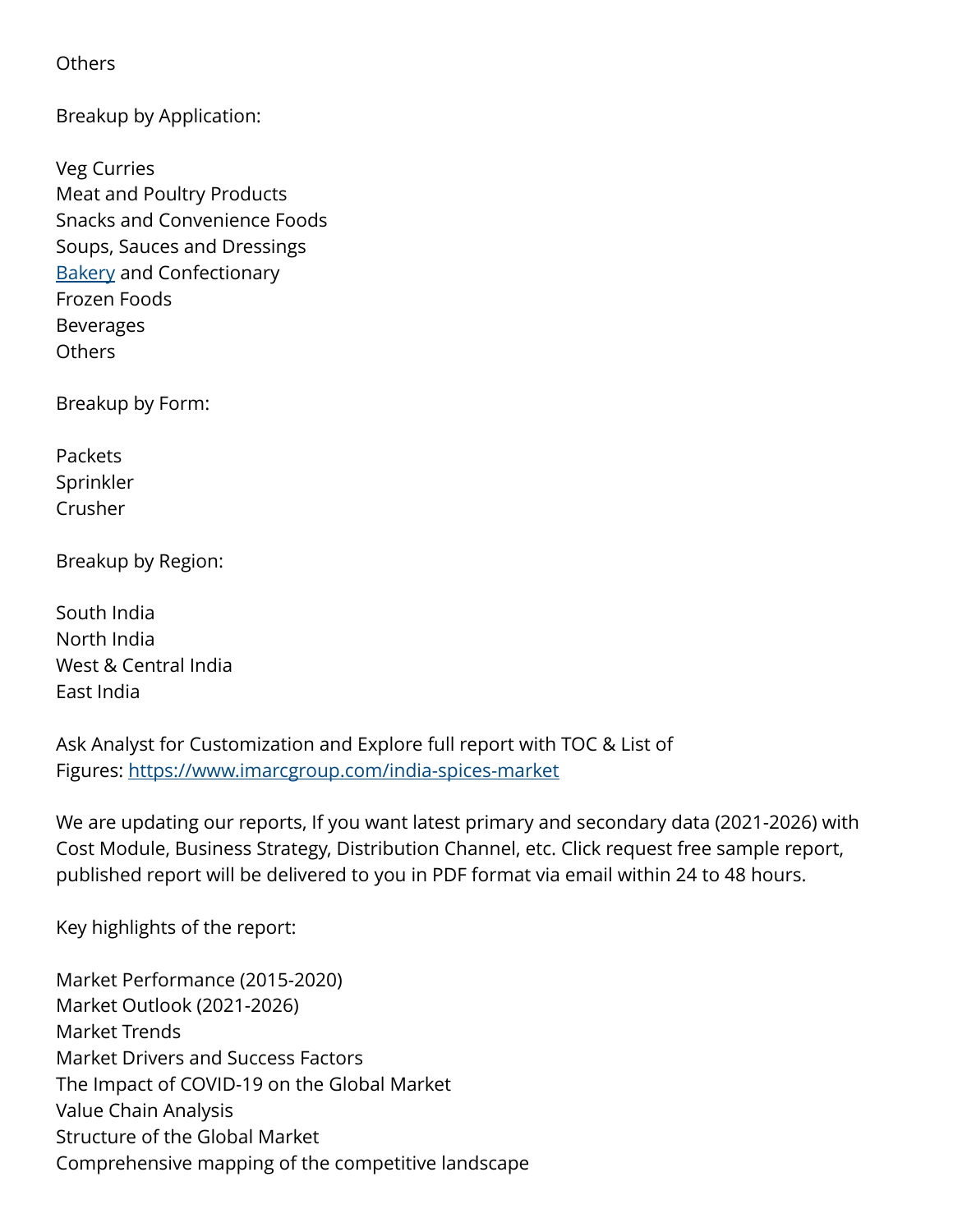Others

Breakup by Application:

Veg Curries
Meat and Poultry Products
Snacks and Convenience Foods
Soups, Sauces and Dressings
[Bakery]() and Confectionary
Frozen Foods
Beverages
Others

Breakup by Form:

Packets
Sprinkler
Crusher

Breakup by Region:

South India
North India
West & Central India
East India

Ask Analyst for Customization and Explore full report with TOC & List of Figures: https://www.imarcgroup.com/india-spices-market

We are updating our reports, If you want latest primary and secondary data (2021-2026) with Cost Module, Business Strategy, Distribution Channel, etc. Click request free sample report, published report will be delivered to you in PDF format via email within 24 to 48 hours.

Key highlights of the report:

Market Performance (2015-2020)
Market Outlook (2021-2026)
Market Trends
Market Drivers and Success Factors
The Impact of COVID-19 on the Global Market
Value Chain Analysis
Structure of the Global Market
Comprehensive mapping of the competitive landscape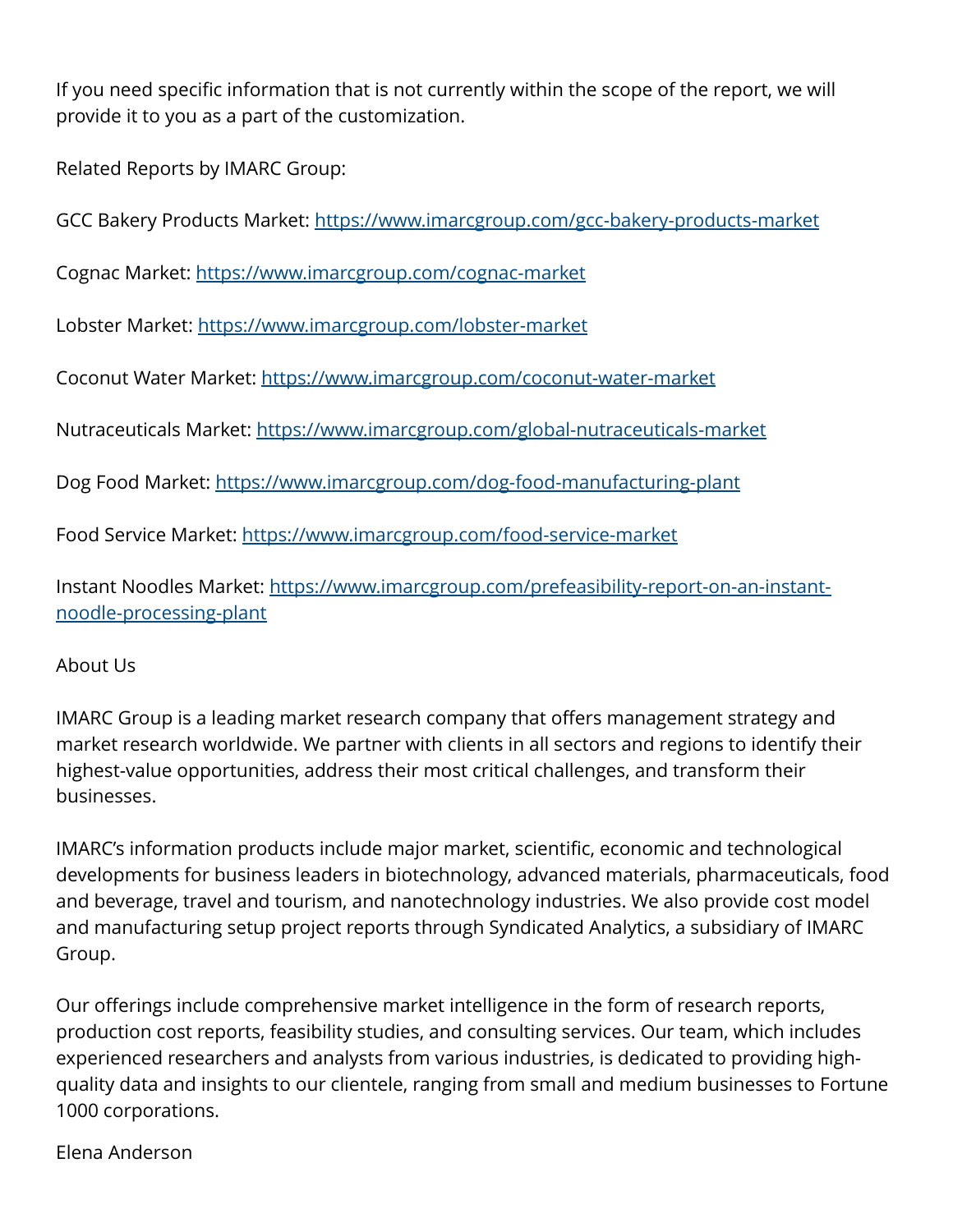If you need specific information that is not currently within the scope of the report, we will provide it to you as a part of the customization.

Related Reports by IMARC Group:

GCC Bakery Products Market: https://www.imarcgroup.com/gcc-bakery-products-market

Cognac Market: https://www.imarcgroup.com/cognac-market

Lobster Market: https://www.imarcgroup.com/lobster-market

Coconut Water Market: https://www.imarcgroup.com/coconut-water-market

Nutraceuticals Market: https://www.imarcgroup.com/global-nutraceuticals-market

Dog Food Market: https://www.imarcgroup.com/dog-food-manufacturing-plant

Food Service Market: https://www.imarcgroup.com/food-service-market

Instant Noodles Market: https://www.imarcgroup.com/prefeasibility-report-on-an-instant-noodle-processing-plant

About Us

IMARC Group is a leading market research company that offers management strategy and market research worldwide. We partner with clients in all sectors and regions to identify their highest-value opportunities, address their most critical challenges, and transform their businesses.

IMARC's information products include major market, scientific, economic and technological developments for business leaders in biotechnology, advanced materials, pharmaceuticals, food and beverage, travel and tourism, and nanotechnology industries. We also provide cost model and manufacturing setup project reports through Syndicated Analytics, a subsidiary of IMARC Group.

Our offerings include comprehensive market intelligence in the form of research reports, production cost reports, feasibility studies, and consulting services. Our team, which includes experienced researchers and analysts from various industries, is dedicated to providing high-quality data and insights to our clientele, ranging from small and medium businesses to Fortune 1000 corporations.

Elena Anderson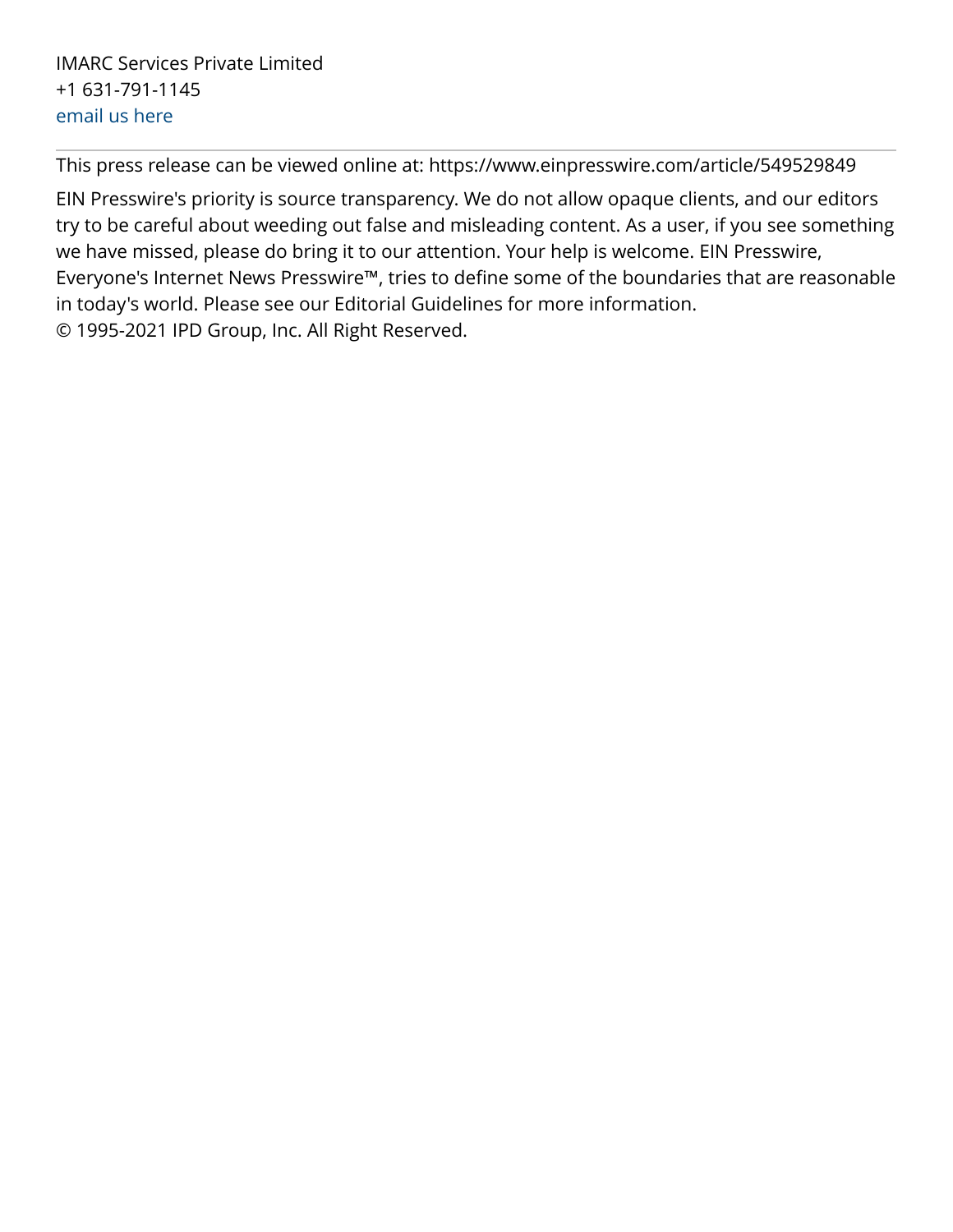IMARC Services Private Limited
+1 631-791-1145
email us here

---

This press release can be viewed online at: https://www.einpresswire.com/article/549529849

EIN Presswire's priority is source transparency. We do not allow opaque clients, and our editors try to be careful about weeding out false and misleading content. As a user, if you see something we have missed, please do bring it to our attention. Your help is welcome. EIN Presswire, Everyone's Internet News Presswire™, tries to define some of the boundaries that are reasonable in today's world. Please see our Editorial Guidelines for more information.
© 1995-2021 IPD Group, Inc. All Right Reserved.